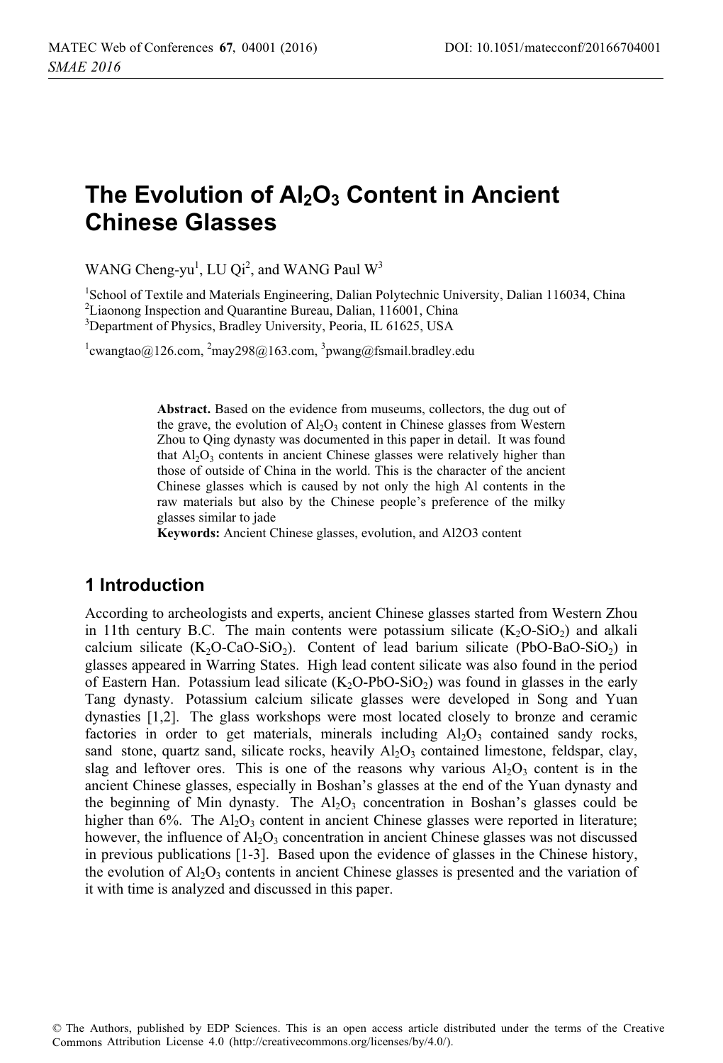# The Evolution of $Al_2O_3$ Content in Ancient Chinese Glasses

WANG Cheng-yu[1], LU Qi[2], and WANG Paul W[3]

[1]School of Textile and Materials Engineering, Dalian Polytechnic University, Dalian 116034, China
[2]Liaonong Inspection and Quarantine Bureau, Dalian, 116001, China
[3]Department of Physics, Bradley University, Peoria, IL 61625, USA

[1]cwangtao@126.com, [2]may298@163.com, [3]pwang@fsmail.bradley.edu

**Abstract.** Based on the evidence from museums, collectors, the dug out of the grave, the evolution of $Al_2O_3$ content in Chinese glasses from Western Zhou to Qing dynasty was documented in this paper in detail. It was found that $Al_2O_3$ contents in ancient Chinese glasses were relatively higher than those of outside of China in the world. This is the character of the ancient Chinese glasses which is caused by not only the high Al contents in the raw materials but also by the Chinese people's preference of the milky glasses similar to jade

**Keywords:** Ancient Chinese glasses, evolution, and Al2O3 content

## 1 Introduction

According to archeologists and experts, ancient Chinese glasses started from Western Zhou in 11th century B.C. The main contents were potassium silicate ($K_2O$-$SiO_2$) and alkali calcium silicate ($K_2O$-$CaO$-$SiO_2$). Content of lead barium silicate ($PbO$-$BaO$-$SiO_2$) in glasses appeared in Warring States. High lead content silicate was also found in the period of Eastern Han. Potassium lead silicate ($K_2O$-$PbO$-$SiO_2$) was found in glasses in the early Tang dynasty. Potassium calcium silicate glasses were developed in Song and Yuan dynasties [1,2]. The glass workshops were most located closely to bronze and ceramic factories in order to get materials, minerals including $Al_2O_3$ contained sandy rocks, sand stone, quartz sand, silicate rocks, heavily $Al_2O_3$ contained limestone, feldspar, clay, slag and leftover ores. This is one of the reasons why various $Al_2O_3$ content is in the ancient Chinese glasses, especially in Boshan's glasses at the end of the Yuan dynasty and the beginning of Min dynasty. The $Al_2O_3$ concentration in Boshan's glasses could be higher than 6%. The $Al_2O_3$ content in ancient Chinese glasses were reported in literature; however, the influence of $Al_2O_3$ concentration in ancient Chinese glasses was not discussed in previous publications [1-3]. Based upon the evidence of glasses in the Chinese history, the evolution of $Al_2O_3$ contents in ancient Chinese glasses is presented and the variation of it with time is analyzed and discussed in this paper.

© The Authors, published by EDP Sciences. This is an open access article distributed under the terms of the Creative Commons Attribution License 4.0 (http://creativecommons.org/licenses/by/4.0/).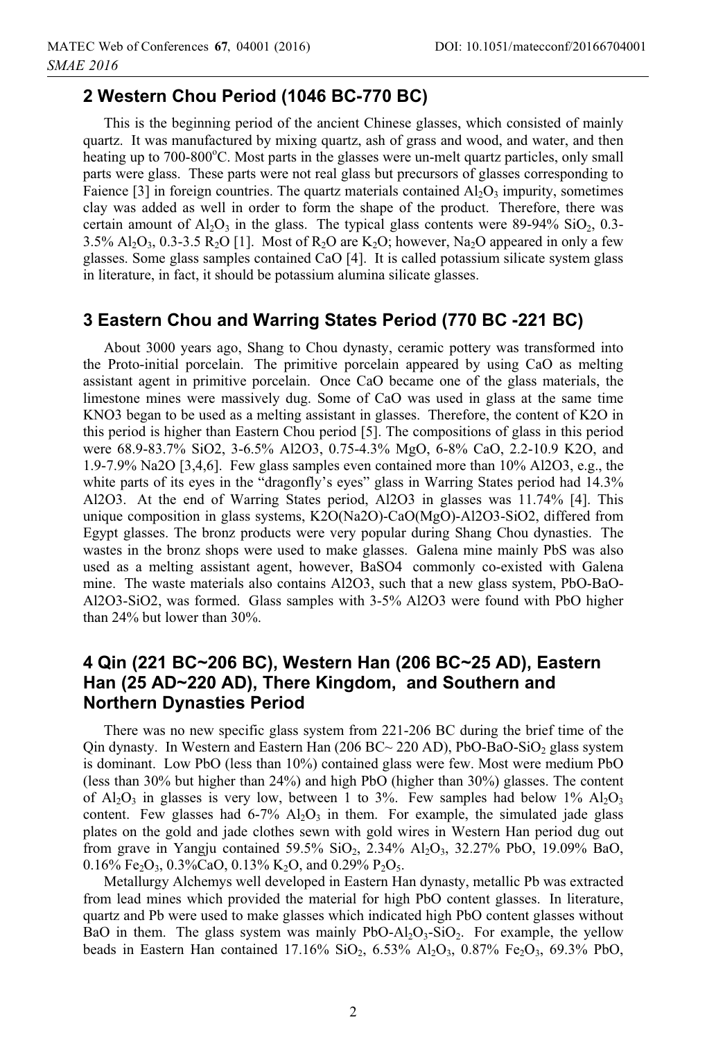## 2 Western Chou Period (1046 BC-770 BC)

This is the beginning period of the ancient Chinese glasses, which consisted of mainly quartz. It was manufactured by mixing quartz, ash of grass and wood, and water, and then heating up to 700-800°C. Most parts in the glasses were un-melt quartz particles, only small parts were glass. These parts were not real glass but precursors of glasses corresponding to Faience [3] in foreign countries. The quartz materials contained $Al_2O_3$ impurity, sometimes clay was added as well in order to form the shape of the product. Therefore, there was certain amount of $Al_2O_3$ in the glass. The typical glass contents were 89-94% $SiO_2$, 0.3-3.5% $Al_2O_3$, 0.3-3.5 $R_2O$ [1]. Most of $R_2O$ are $K_2O$; however, $Na_2O$ appeared in only a few glasses. Some glass samples contained CaO [4]. It is called potassium silicate system glass in literature, in fact, it should be potassium alumina silicate glasses.

## 3 Eastern Chou and Warring States Period (770 BC -221 BC)

About 3000 years ago, Shang to Chou dynasty, ceramic pottery was transformed into the Proto-initial porcelain. The primitive porcelain appeared by using CaO as melting assistant agent in primitive porcelain. Once CaO became one of the glass materials, the limestone mines were massively dug. Some of CaO was used in glass at the same time $KNO_3$ began to be used as a melting assistant in glasses. Therefore, the content of $K_2O$ in this period is higher than Eastern Chou period [5]. The compositions of glass in this period were 68.9-83.7% $SiO_2$, 3-6.5% $Al_2O_3$, 0.75-4.3% MgO, 6-8% CaO, 2.2-10.9 $K_2O$, and 1.9-7.9% $Na_2O$ [3,4,6]. Few glass samples even contained more than 10% $Al_2O_3$, e.g., the white parts of its eyes in the "dragonfly's eyes" glass in Warring States period had 14.3% $Al_2O_3$. At the end of Warring States period, $Al_2O_3$ in glasses was 11.74% [4]. This unique composition in glass systems, $K_2O(Na_2O)$-CaO(MgO)-$Al_2O_3$-$SiO_2$, differed from Egypt glasses. The bronz products were very popular during Shang Chou dynasties. The wastes in the bronz shops were used to make glasses. Galena mine mainly PbS was also used as a melting assistant agent, however, $BaSO_4$ commonly co-existed with Galena mine. The waste materials also contains $Al_2O_3$, such that a new glass system, PbO-BaO-$Al_2O_3$-$SiO_2$, was formed. Glass samples with 3-5% $Al_2O_3$ were found with PbO higher than 24% but lower than 30%.

## 4 Qin (221 BC~206 BC), Western Han (206 BC~25 AD), Eastern Han (25 AD~220 AD), There Kingdom, and Southern and Northern Dynasties Period

There was no new specific glass system from 221-206 BC during the brief time of the Qin dynasty. In Western and Eastern Han (206 BC~ 220 AD), PbO-BaO-$SiO_2$ glass system is dominant. Low PbO (less than 10%) contained glass were few. Most were medium PbO (less than 30% but higher than 24%) and high PbO (higher than 30%) glasses. The content of $Al_2O_3$ in glasses is very low, between 1 to 3%. Few samples had below 1% $Al_2O_3$ content. Few glasses had 6-7% $Al_2O_3$ in them. For example, the simulated jade glass plates on the gold and jade clothes sewn with gold wires in Western Han period dug out from grave in Yangju contained 59.5% $SiO_2$, 2.34% $Al_2O_3$, 32.27% PbO, 19.09% BaO, 0.16% $Fe_2O_3$, 0.3%CaO, 0.13% $K_2O$, and 0.29% $P_2O_5$.

Metallurgy Alchemys well developed in Eastern Han dynasty, metallic Pb was extracted from lead mines which provided the material for high PbO content glasses. In literature, quartz and Pb were used to make glasses which indicated high PbO content glasses without BaO in them. The glass system was mainly PbO-$Al_2O_3$-$SiO_2$. For example, the yellow beads in Eastern Han contained 17.16% $SiO_2$, 6.53% $Al_2O_3$, 0.87% $Fe_2O_3$, 69.3% PbO,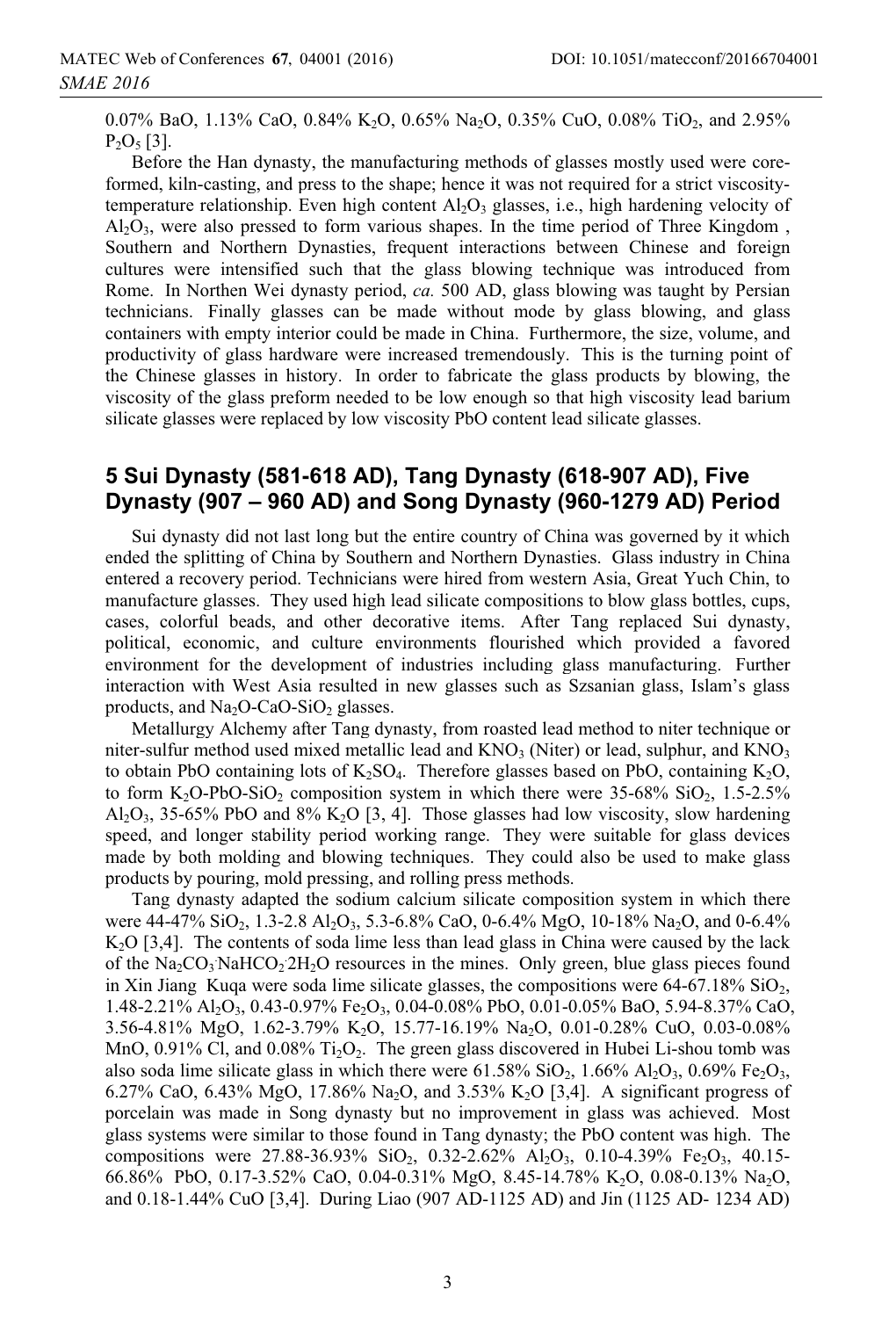0.07% BaO, 1.13% CaO, 0.84% $K_2O$, 0.65% $Na_2O$, 0.35% CuO, 0.08% $TiO_2$, and 2.95% $P_2O_5$ [3].

Before the Han dynasty, the manufacturing methods of glasses mostly used were core-formed, kiln-casting, and press to the shape; hence it was not required for a strict viscosity-temperature relationship. Even high content $Al_2O_3$ glasses, i.e., high hardening velocity of $Al_2O_3$, were also pressed to form various shapes. In the time period of Three Kingdom , Southern and Northern Dynasties, frequent interactions between Chinese and foreign cultures were intensified such that the glass blowing technique was introduced from Rome. In Northen Wei dynasty period, *ca.* 500 AD, glass blowing was taught by Persian technicians. Finally glasses can be made without mode by glass blowing, and glass containers with empty interior could be made in China. Furthermore, the size, volume, and productivity of glass hardware were increased tremendously. This is the turning point of the Chinese glasses in history. In order to fabricate the glass products by blowing, the viscosity of the glass preform needed to be low enough so that high viscosity lead barium silicate glasses were replaced by low viscosity PbO content lead silicate glasses.

## 5 Sui Dynasty (581-618 AD), Tang Dynasty (618-907 AD), Five Dynasty (907 – 960 AD) and Song Dynasty (960-1279 AD) Period

Sui dynasty did not last long but the entire country of China was governed by it which ended the splitting of China by Southern and Northern Dynasties. Glass industry in China entered a recovery period. Technicians were hired from western Asia, Great Yuch Chin, to manufacture glasses. They used high lead silicate compositions to blow glass bottles, cups, cases, colorful beads, and other decorative items. After Tang replaced Sui dynasty, political, economic, and culture environments flourished which provided a favored environment for the development of industries including glass manufacturing. Further interaction with West Asia resulted in new glasses such as Szsanian glass, Islam's glass products, and $Na_2O$-CaO-$SiO_2$ glasses.

Metallurgy Alchemy after Tang dynasty, from roasted lead method to niter technique or niter-sulfur method used mixed metallic lead and $KNO_3$ (Niter) or lead, sulphur, and $KNO_3$ to obtain PbO containing lots of $K_2SO_4$. Therefore glasses based on PbO, containing $K_2O$, to form $K_2O$-PbO-$SiO_2$ composition system in which there were 35-68% $SiO_2$, 1.5-2.5% $Al_2O_3$, 35-65% PbO and 8% $K_2O$ [3, 4]. Those glasses had low viscosity, slow hardening speed, and longer stability period working range. They were suitable for glass devices made by both molding and blowing techniques. They could also be used to make glass products by pouring, mold pressing, and rolling press methods.

Tang dynasty adapted the sodium calcium silicate composition system in which there were 44-47% $SiO_2$, 1.3-2.8 $Al_2O_3$, 5.3-6.8% CaO, 0-6.4% MgO, 10-18% $Na_2O$, and 0-6.4% $K_2O$ [3,4]. The contents of soda lime less than lead glass in China were caused by the lack of the $Na_2CO_3 \cdot NaHCO_2 \cdot 2H_2O$ resources in the mines. Only green, blue glass pieces found in Xin Jiang Kuqa were soda lime silicate glasses, the compositions were 64-67.18% $SiO_2$, 1.48-2.21% $Al_2O_3$, 0.43-0.97% $Fe_2O_3$, 0.04-0.08% PbO, 0.01-0.05% BaO, 5.94-8.37% CaO, 3.56-4.81% MgO, 1.62-3.79% $K_2O$, 15.77-16.19% $Na_2O$, 0.01-0.28% CuO, 0.03-0.08% MnO, 0.91% Cl, and 0.08% $Ti_2O_2$. The green glass discovered in Hubei Li-shou tomb was also soda lime silicate glass in which there were 61.58% $SiO_2$, 1.66% $Al_2O_3$, 0.69% $Fe_2O_3$, 6.27% CaO, 6.43% MgO, 17.86% $Na_2O$, and 3.53% $K_2O$ [3,4]. A significant progress of porcelain was made in Song dynasty but no improvement in glass was achieved. Most glass systems were similar to those found in Tang dynasty; the PbO content was high. The compositions were 27.88-36.93% $SiO_2$, 0.32-2.62% $Al_2O_3$, 0.10-4.39% $Fe_2O_3$, 40.15-66.86% PbO, 0.17-3.52% CaO, 0.04-0.31% MgO, 8.45-14.78% $K_2O$, 0.08-0.13% $Na_2O$, and 0.18-1.44% CuO [3,4]. During Liao (907 AD-1125 AD) and Jin (1125 AD- 1234 AD)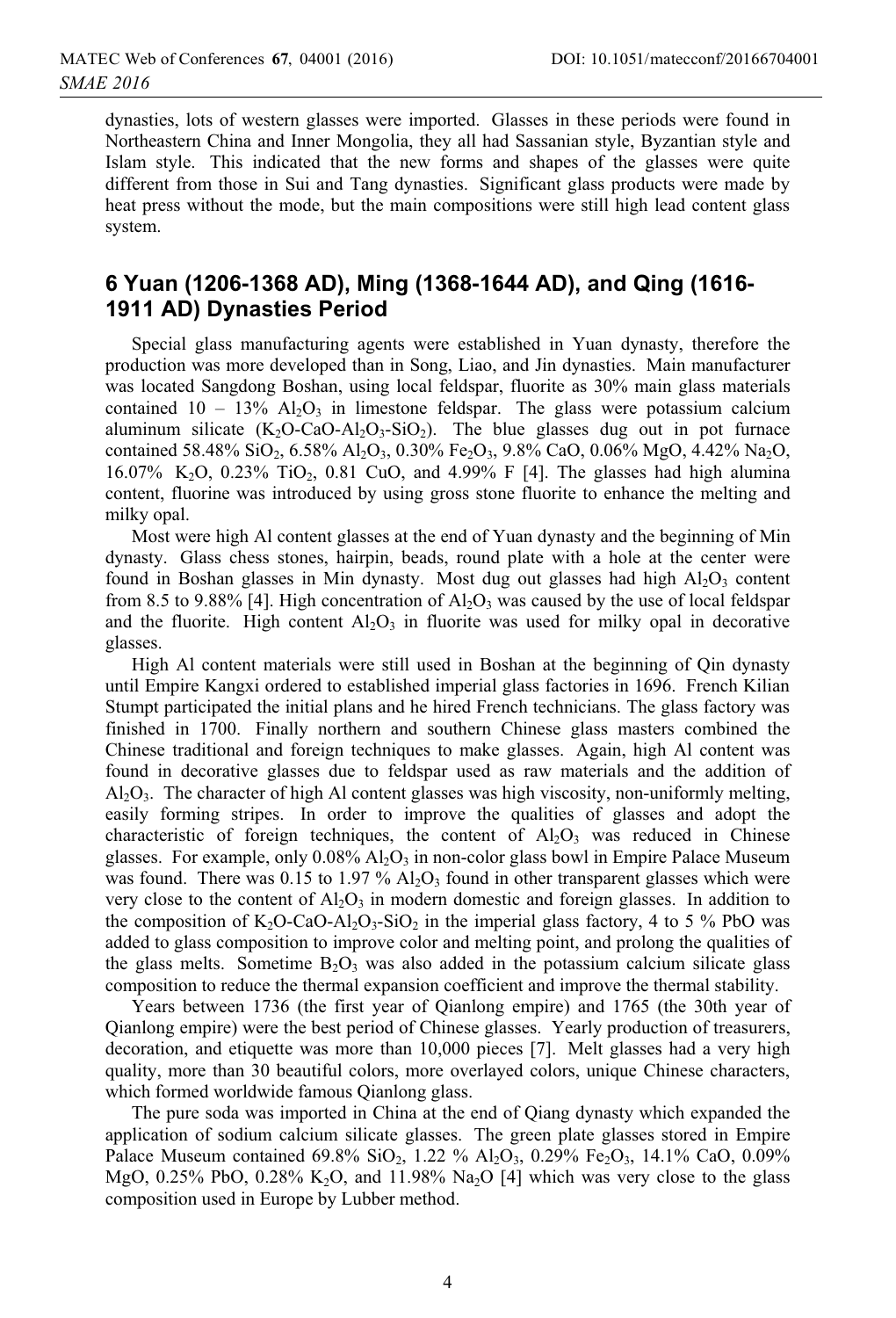dynasties, lots of western glasses were imported. Glasses in these periods were found in Northeastern China and Inner Mongolia, they all had Sassanian style, Byzantian style and Islam style. This indicated that the new forms and shapes of the glasses were quite different from those in Sui and Tang dynasties. Significant glass products were made by heat press without the mode, but the main compositions were still high lead content glass system.

## 6 Yuan (1206-1368 AD), Ming (1368-1644 AD), and Qing (1616-1911 AD) Dynasties Period

Special glass manufacturing agents were established in Yuan dynasty, therefore the production was more developed than in Song, Liao, and Jin dynasties. Main manufacturer was located Sangdong Boshan, using local feldspar, fluorite as 30% main glass materials contained 10 – 13% $Al_2O_3$ in limestone feldspar. The glass were potassium calcium aluminum silicate ($K_2O$-$CaO$-$Al_2O_3$-$SiO_2$). The blue glasses dug out in pot furnace contained 58.48% $SiO_2$, 6.58% $Al_2O_3$, 0.30% $Fe_2O_3$, 9.8% CaO, 0.06% MgO, 4.42% $Na_2O$, 16.07% $K_2O$, 0.23% $TiO_2$, 0.81 CuO, and 4.99% F [4]. The glasses had high alumina content, fluorine was introduced by using gross stone fluorite to enhance the melting and milky opal.

Most were high Al content glasses at the end of Yuan dynasty and the beginning of Min dynasty. Glass chess stones, hairpin, beads, round plate with a hole at the center were found in Boshan glasses in Min dynasty. Most dug out glasses had high $Al_2O_3$ content from 8.5 to 9.88% [4]. High concentration of $Al_2O_3$ was caused by the use of local feldspar and the fluorite. High content $Al_2O_3$ in fluorite was used for milky opal in decorative glasses.

High Al content materials were still used in Boshan at the beginning of Qin dynasty until Empire Kangxi ordered to established imperial glass factories in 1696. French Kilian Stumpt participated the initial plans and he hired French technicians. The glass factory was finished in 1700. Finally northern and southern Chinese glass masters combined the Chinese traditional and foreign techniques to make glasses. Again, high Al content was found in decorative glasses due to feldspar used as raw materials and the addition of $Al_2O_3$. The character of high Al content glasses was high viscosity, non-uniformly melting, easily forming stripes. In order to improve the qualities of glasses and adopt the characteristic of foreign techniques, the content of $Al_2O_3$ was reduced in Chinese glasses. For example, only 0.08% $Al_2O_3$ in non-color glass bowl in Empire Palace Museum was found. There was 0.15 to 1.97 % $Al_2O_3$ found in other transparent glasses which were very close to the content of $Al_2O_3$ in modern domestic and foreign glasses. In addition to the composition of $K_2O$-$CaO$-$Al_2O_3$-$SiO_2$ in the imperial glass factory, 4 to 5 % PbO was added to glass composition to improve color and melting point, and prolong the qualities of the glass melts. Sometime $B_2O_3$ was also added in the potassium calcium silicate glass composition to reduce the thermal expansion coefficient and improve the thermal stability.

Years between 1736 (the first year of Qianlong empire) and 1765 (the 30th year of Qianlong empire) were the best period of Chinese glasses. Yearly production of treasurers, decoration, and etiquette was more than 10,000 pieces [7]. Melt glasses had a very high quality, more than 30 beautiful colors, more overlayed colors, unique Chinese characters, which formed worldwide famous Qianlong glass.

The pure soda was imported in China at the end of Qiang dynasty which expanded the application of sodium calcium silicate glasses. The green plate glasses stored in Empire Palace Museum contained 69.8% $SiO_2$, 1.22 % $Al_2O_3$, 0.29% $Fe_2O_3$, 14.1% CaO, 0.09% MgO, 0.25% PbO, 0.28% $K_2O$, and 11.98% $Na_2O$ [4] which was very close to the glass composition used in Europe by Lubber method.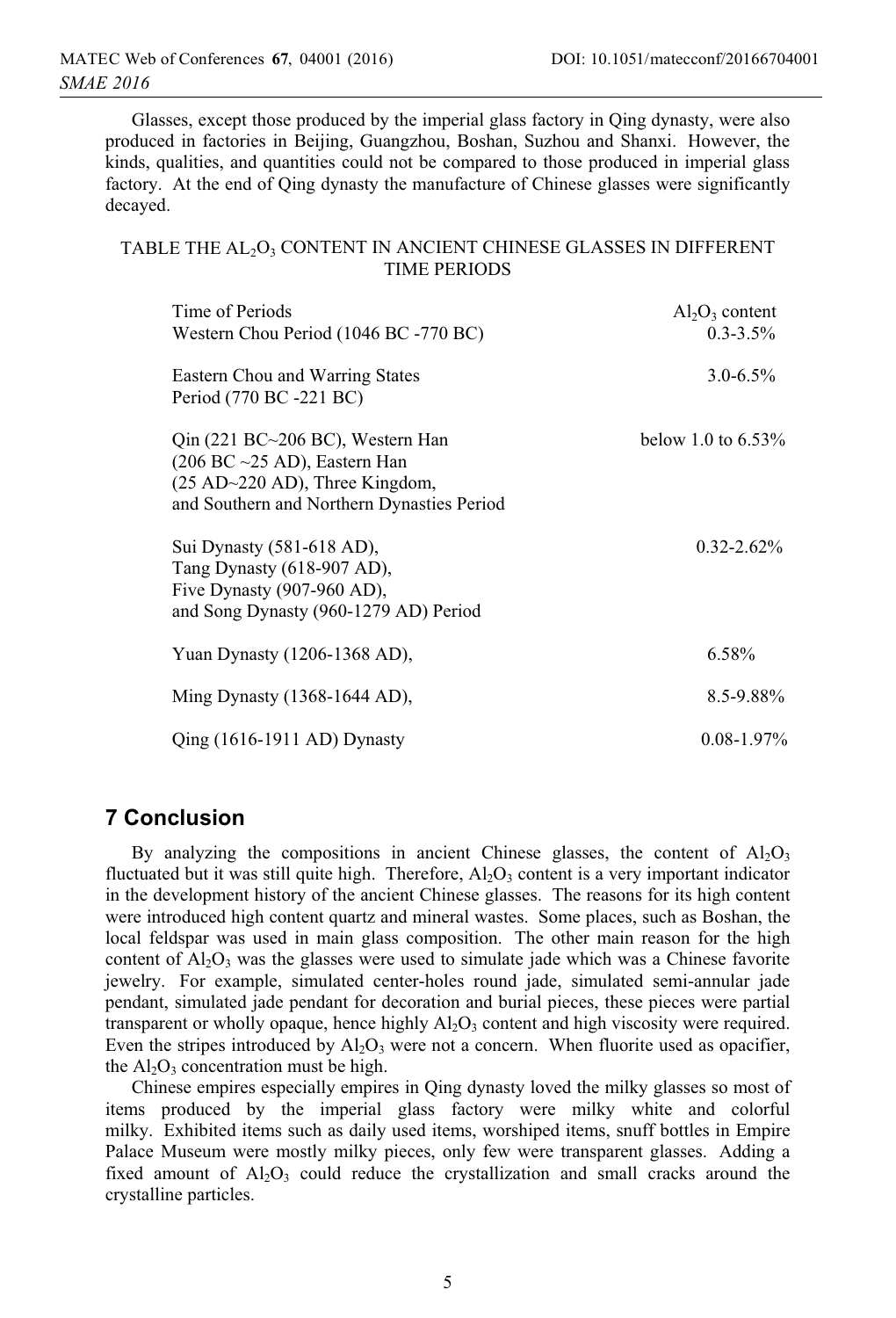Glasses, except those produced by the imperial glass factory in Qing dynasty, were also produced in factories in Beijing, Guangzhou, Boshan, Suzhou and Shanxi. However, the kinds, qualities, and quantities could not be compared to those produced in imperial glass factory. At the end of Qing dynasty the manufacture of Chinese glasses were significantly decayed.

TABLE THE $AL_2O_3$ CONTENT IN ANCIENT CHINESE GLASSES IN DIFFERENT TIME PERIODS

| Time of Periods | $Al_2O_3$ content |
|---|---|
| Western Chou Period (1046 BC -770 BC) | 0.3-3.5% |
| Eastern Chou and Warring States Period (770 BC -221 BC) | 3.0-6.5% |
| Qin (221 BC~206 BC), Western Han (206 BC ~25 AD), Eastern Han (25 AD~220 AD), Three Kingdom, and Southern and Northern Dynasties Period | below 1.0 to 6.53% |
| Sui Dynasty (581-618 AD), Tang Dynasty (618-907 AD), Five Dynasty (907-960 AD), and Song Dynasty (960-1279 AD) Period | 0.32-2.62% |
| Yuan Dynasty (1206-1368 AD), | 6.58% |
| Ming Dynasty (1368-1644 AD), | 8.5-9.88% |
| Qing (1616-1911 AD) Dynasty | 0.08-1.97% |

## 7 Conclusion

By analyzing the compositions in ancient Chinese glasses, the content of $Al_2O_3$ fluctuated but it was still quite high. Therefore, $Al_2O_3$ content is a very important indicator in the development history of the ancient Chinese glasses. The reasons for its high content were introduced high content quartz and mineral wastes. Some places, such as Boshan, the local feldspar was used in main glass composition. The other main reason for the high content of $Al_2O_3$ was the glasses were used to simulate jade which was a Chinese favorite jewelry. For example, simulated center-holes round jade, simulated semi-annular jade pendant, simulated jade pendant for decoration and burial pieces, these pieces were partial transparent or wholly opaque, hence highly $Al_2O_3$ content and high viscosity were required. Even the stripes introduced by $Al_2O_3$ were not a concern. When fluorite used as opacifier, the $Al_2O_3$ concentration must be high.

Chinese empires especially empires in Qing dynasty loved the milky glasses so most of items produced by the imperial glass factory were milky white and colorful milky. Exhibited items such as daily used items, worshiped items, snuff bottles in Empire Palace Museum were mostly milky pieces, only few were transparent glasses. Adding a fixed amount of $Al_2O_3$ could reduce the crystallization and small cracks around the crystalline particles.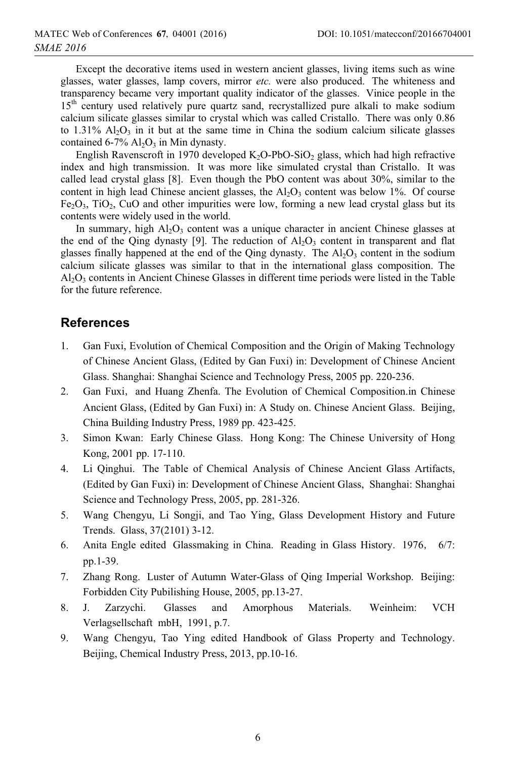Except the decorative items used in western ancient glasses, living items such as wine glasses, water glasses, lamp covers, mirror *etc.* were also produced. The whiteness and transparency became very important quality indicator of the glasses. Vinice people in the 15th century used relatively pure quartz sand, recrystallized pure alkali to make sodium calcium silicate glasses similar to crystal which was called Cristallo. There was only 0.86 to 1.31% $Al_2O_3$ in it but at the same time in China the sodium calcium silicate glasses contained 6-7% $Al_2O_3$ in Min dynasty.

English Ravenscroft in 1970 developed $K_2O$-$PbO$-$SiO_2$ glass, which had high refractive index and high transmission. It was more like simulated crystal than Cristallo. It was called lead crystal glass [8]. Even though the PbO content was about 30%, similar to the content in high lead Chinese ancient glasses, the $Al_2O_3$ content was below 1%. Of course $Fe_2O_3$, $TiO_2$, CuO and other impurities were low, forming a new lead crystal glass but its contents were widely used in the world.

In summary, high $Al_2O_3$ content was a unique character in ancient Chinese glasses at the end of the Qing dynasty [9]. The reduction of $Al_2O_3$ content in transparent and flat glasses finally happened at the end of the Qing dynasty. The $Al_2O_3$ content in the sodium calcium silicate glasses was similar to that in the international glass composition. The $Al_2O_3$ contents in Ancient Chinese Glasses in different time periods were listed in the Table for the future reference.

## References

1. Gan Fuxi, Evolution of Chemical Composition and the Origin of Making Technology of Chinese Ancient Glass, (Edited by Gan Fuxi) in: Development of Chinese Ancient Glass. Shanghai: Shanghai Science and Technology Press, 2005 pp. 220-236.
2. Gan Fuxi, and Huang Zhenfa. The Evolution of Chemical Composition.in Chinese Ancient Glass, (Edited by Gan Fuxi) in: A Study on. Chinese Ancient Glass. Beijing, China Building Industry Press, 1989 pp. 423-425.
3. Simon Kwan: Early Chinese Glass. Hong Kong: The Chinese University of Hong Kong, 2001 pp. 17-110.
4. Li Qinghui. The Table of Chemical Analysis of Chinese Ancient Glass Artifacts, (Edited by Gan Fuxi) in: Development of Chinese Ancient Glass, Shanghai: Shanghai Science and Technology Press, 2005, pp. 281-326.
5. Wang Chengyu, Li Songji, and Tao Ying, Glass Development History and Future Trends. Glass, 37(2101) 3-12.
6. Anita Engle edited Glassmaking in China. Reading in Glass History. 1976, 6/7: pp.1-39.
7. Zhang Rong. Luster of Autumn Water-Glass of Qing Imperial Workshop. Beijing: Forbidden City Pubilishing House, 2005, pp.13-27.
8. J. Zarzychi. Glasses and Amorphous Materials. Weinheim: VCH Verlagsellschaft mbH, 1991, p.7.
9. Wang Chengyu, Tao Ying edited Handbook of Glass Property and Technology. Beijing, Chemical Industry Press, 2013, pp.10-16.